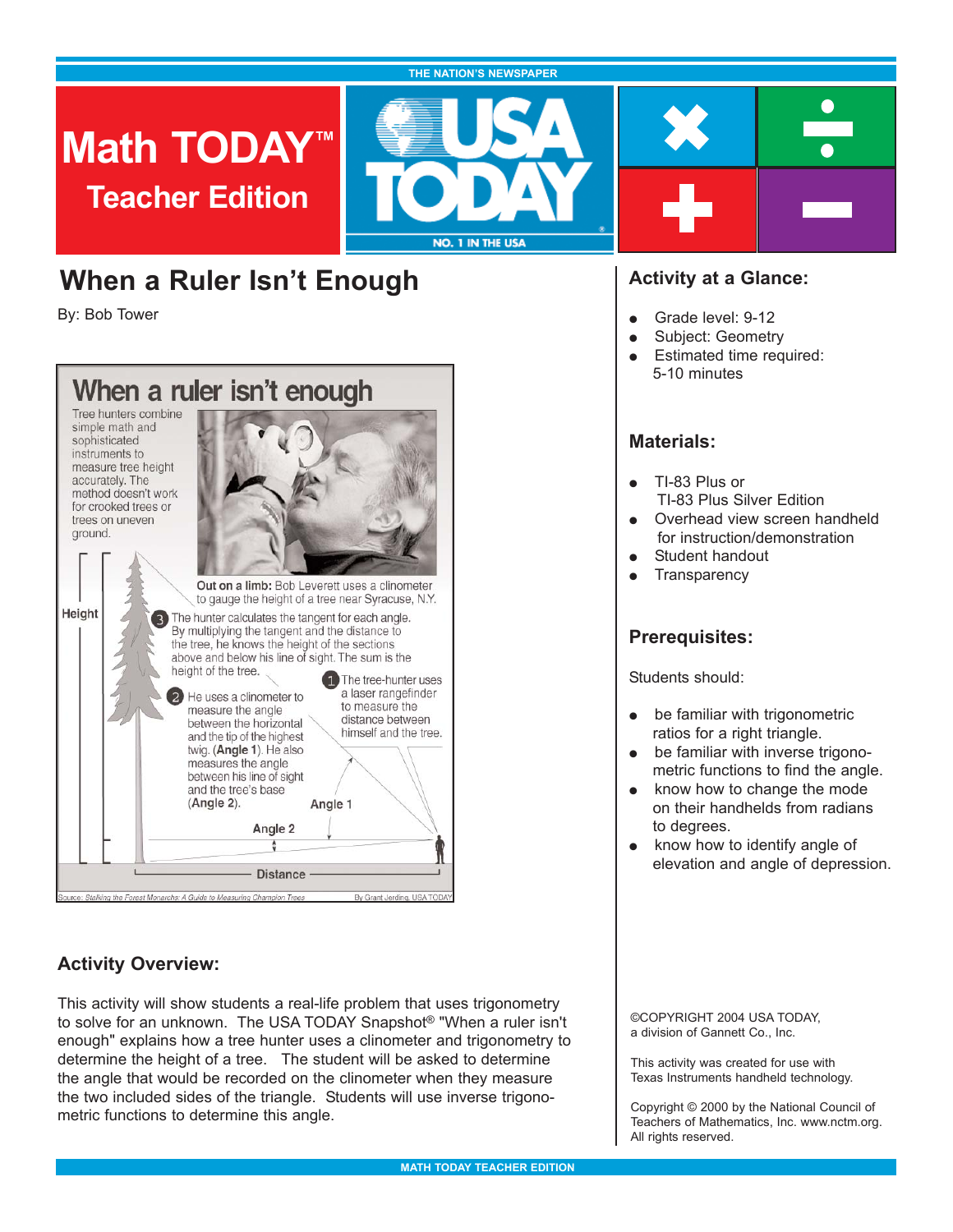THE NATION'S NEWSPAPER

# Math TODAY™ Teacher Edition

USA TODAY — NO. 1 IN THE USA

## When a Ruler Isn't Enough

By: Bob Tower

### When a ruler isn't enough

Tree hunters combine simple math and sophisticated instruments to measure tree height accurately. The method doesn't work for crooked trees or trees on uneven ground.

**Out on a limb:** Bob Leverett uses a clinometer to gauge the height of a tree near Syracuse, N.Y.

1. The tree-hunter uses a laser rangefinder to measure the distance between himself and the tree.
2. He uses a clinometer to measure the angle between the horizontal and the tip of the highest twig. (**Angle 1**). He also measures the angle between his line of sight and the tree's base (**Angle 2**).
3. The hunter calculates the tangent for each angle. By multiplying the tangent and the distance to the tree, he knows the height of the sections above and below his line of sight. The sum is the height of the tree.

Height — Angle 1 — Angle 2 — Distance

Source: *Stalking the Forest Monarchs: A Guide to Measuring Champion Trees* — By Grant Jerding, USA TODAY

### Activity Overview:

This activity will show students a real-life problem that uses trigonometry to solve for an unknown. The USA TODAY Snapshot® "When a ruler isn't enough" explains how a tree hunter uses a clinometer and trigonometry to determine the height of a tree. The student will be asked to determine the angle that would be recorded on the clinometer when they measure the two included sides of the triangle. Students will use inverse trigonometric functions to determine this angle.

### Activity at a Glance:

- Grade level: 9-12
- Subject: Geometry
- Estimated time required: 5-10 minutes

### Materials:

- TI-83 Plus or TI-83 Plus Silver Edition
- Overhead view screen handheld for instruction/demonstration
- Student handout
- Transparency

### Prerequisites:

Students should:

- be familiar with trigonometric ratios for a right triangle.
- be familiar with inverse trigonometric functions to find the angle.
- know how to change the mode on their handhelds from radians to degrees.
- know how to identify angle of elevation and angle of depression.

©COPYRIGHT 2004 USA TODAY, a division of Gannett Co., Inc.

This activity was created for use with Texas Instruments handheld technology.

Copyright © 2000 by the National Council of Teachers of Mathematics, Inc. www.nctm.org. All rights reserved.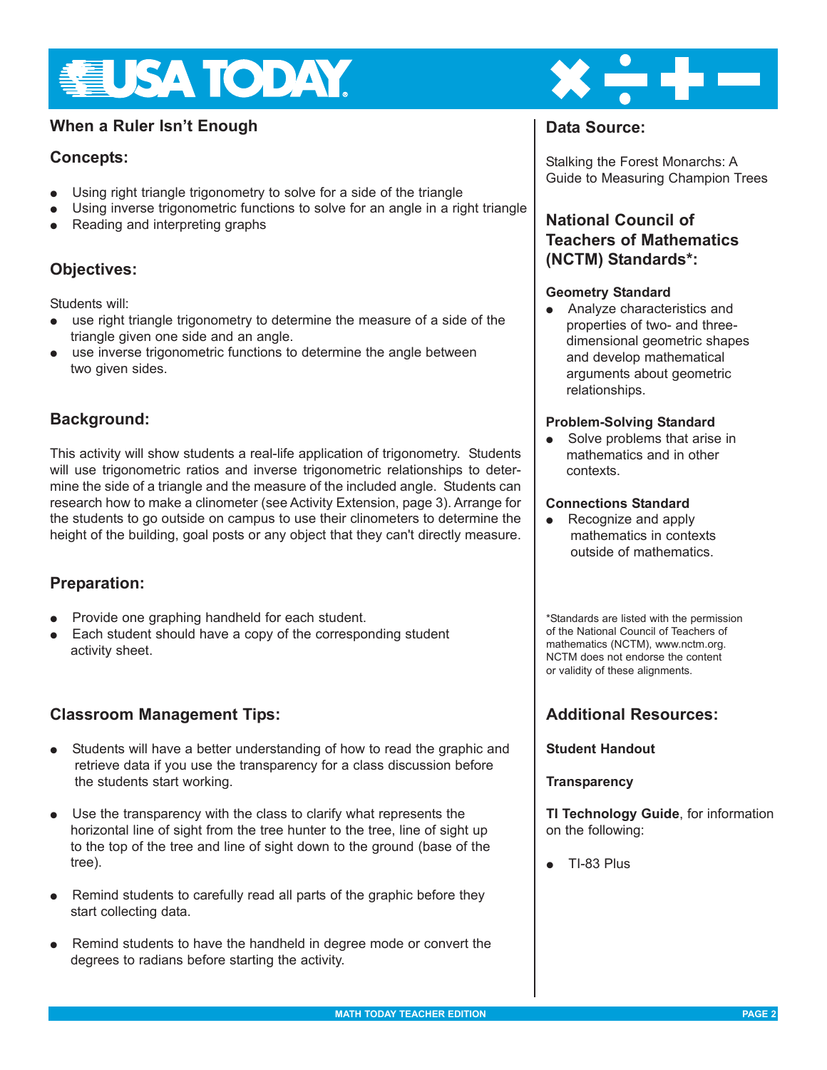## When a Ruler Isn't Enough

### Concepts:

- Using right triangle trigonometry to solve for a side of the triangle
- Using inverse trigonometric functions to solve for an angle in a right triangle
- Reading and interpreting graphs

### Objectives:

Students will:

- use right triangle trigonometry to determine the measure of a side of the triangle given one side and an angle.
- use inverse trigonometric functions to determine the angle between two given sides.

### Background:

This activity will show students a real-life application of trigonometry. Students will use trigonometric ratios and inverse trigonometric relationships to determine the side of a triangle and the measure of the included angle. Students can research how to make a clinometer (see Activity Extension, page 3). Arrange for the students to go outside on campus to use their clinometers to determine the height of the building, goal posts or any object that they can't directly measure.

### Preparation:

- Provide one graphing handheld for each student.
- Each student should have a copy of the corresponding student activity sheet.

### Classroom Management Tips:

- Students will have a better understanding of how to read the graphic and retrieve data if you use the transparency for a class discussion before the students start working.
- Use the transparency with the class to clarify what represents the horizontal line of sight from the tree hunter to the tree, line of sight up to the top of the tree and line of sight down to the ground (base of the tree).
- Remind students to carefully read all parts of the graphic before they start collecting data.
- Remind students to have the handheld in degree mode or convert the degrees to radians before starting the activity.

### Data Source:

Stalking the Forest Monarchs: A Guide to Measuring Champion Trees

### National Council of Teachers of Mathematics (NCTM) Standards*:

**Geometry Standard**

- Analyze characteristics and properties of two- and three-dimensional geometric shapes and develop mathematical arguments about geometric relationships.

**Problem-Solving Standard**

- Solve problems that arise in mathematics and in other contexts.

**Connections Standard**

- Recognize and apply mathematics in contexts outside of mathematics.

*Standards are listed with the permission of the National Council of Teachers of mathematics (NCTM), www.nctm.org. NCTM does not endorse the content or validity of these alignments.

### Additional Resources:

**Student Handout**

**Transparency**

**TI Technology Guide**, for information on the following:

- TI-83 Plus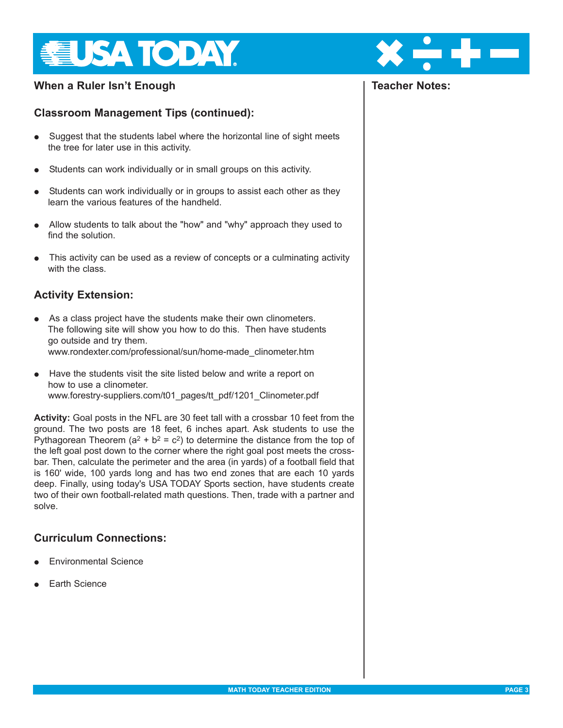## When a Ruler Isn't Enough

### Classroom Management Tips (continued):

- Suggest that the students label where the horizontal line of sight meets the tree for later use in this activity.
- Students can work individually or in small groups on this activity.
- Students can work individually or in groups to assist each other as they learn the various features of the handheld.
- Allow students to talk about the "how" and "why" approach they used to find the solution.
- This activity can be used as a review of concepts or a culminating activity with the class.

### Activity Extension:

- As a class project have the students make their own clinometers. The following site will show you how to do this. Then have students go outside and try them. www.rondexter.com/professional/sun/home-made_clinometer.htm
- Have the students visit the site listed below and write a report on how to use a clinometer. www.forestry-suppliers.com/t01_pages/tt_pdf/1201_Clinometer.pdf

**Activity:** Goal posts in the NFL are 30 feet tall with a crossbar 10 feet from the ground. The two posts are 18 feet, 6 inches apart. Ask students to use the Pythagorean Theorem ($a^2 + b^2 = c^2$) to determine the distance from the top of the left goal post down to the corner where the right goal post meets the crossbar. Then, calculate the perimeter and the area (in yards) of a football field that is 160' wide, 100 yards long and has two end zones that are each 10 yards deep. Finally, using today's USA TODAY Sports section, have students create two of their own football-related math questions. Then, trade with a partner and solve.

### Curriculum Connections:

- Environmental Science
- Earth Science

### Teacher Notes: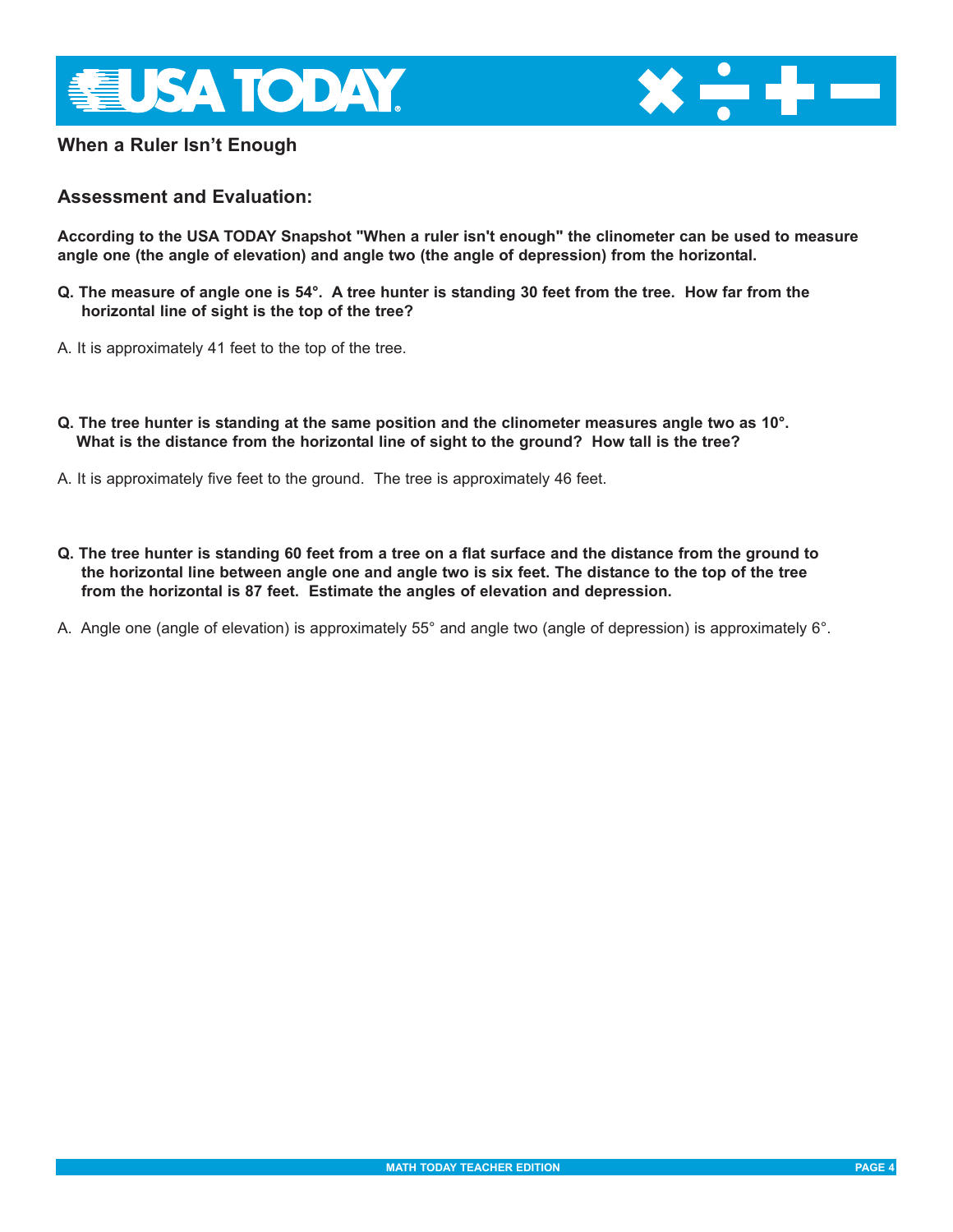## When a Ruler Isn't Enough

## Assessment and Evaluation:

**According to the USA TODAY Snapshot "When a ruler isn't enough" the clinometer can be used to measure angle one (the angle of elevation) and angle two (the angle of depression) from the horizontal.**

**Q. The measure of angle one is 54°. A tree hunter is standing 30 feet from the tree. How far from the horizontal line of sight is the top of the tree?**

A. It is approximately 41 feet to the top of the tree.

**Q. The tree hunter is standing at the same position and the clinometer measures angle two as 10°. What is the distance from the horizontal line of sight to the ground? How tall is the tree?**

A. It is approximately five feet to the ground. The tree is approximately 46 feet.

**Q. The tree hunter is standing 60 feet from a tree on a flat surface and the distance from the ground to the horizontal line between angle one and angle two is six feet. The distance to the top of the tree from the horizontal is 87 feet. Estimate the angles of elevation and depression.**

A. Angle one (angle of elevation) is approximately 55° and angle two (angle of depression) is approximately 6°.